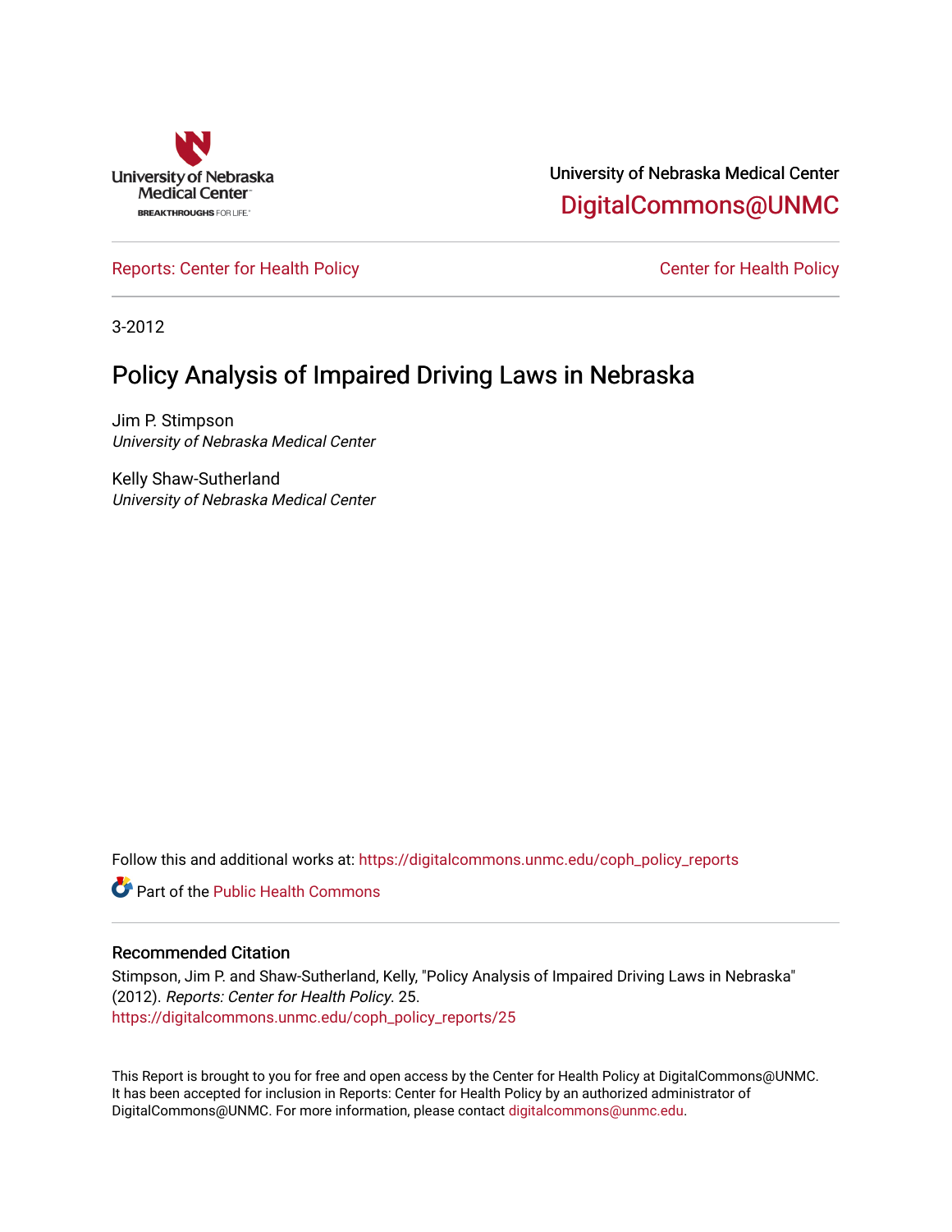University of Nebraska Medical Center

DigitalCommons@UNMC

Reports: Center for Health Policy — Center for Health Policy

3-2012

# Policy Analysis of Impaired Driving Laws in Nebraska

Jim P. Stimpson
*University of Nebraska Medical Center*

Kelly Shaw-Sutherland
*University of Nebraska Medical Center*

Follow this and additional works at: https://digitalcommons.unmc.edu/coph_policy_reports

Part of the Public Health Commons

## Recommended Citation

Stimpson, Jim P. and Shaw-Sutherland, Kelly, "Policy Analysis of Impaired Driving Laws in Nebraska" (2012). *Reports: Center for Health Policy*. 25.
https://digitalcommons.unmc.edu/coph_policy_reports/25

This Report is brought to you for free and open access by the Center for Health Policy at DigitalCommons@UNMC. It has been accepted for inclusion in Reports: Center for Health Policy by an authorized administrator of DigitalCommons@UNMC. For more information, please contact digitalcommons@unmc.edu.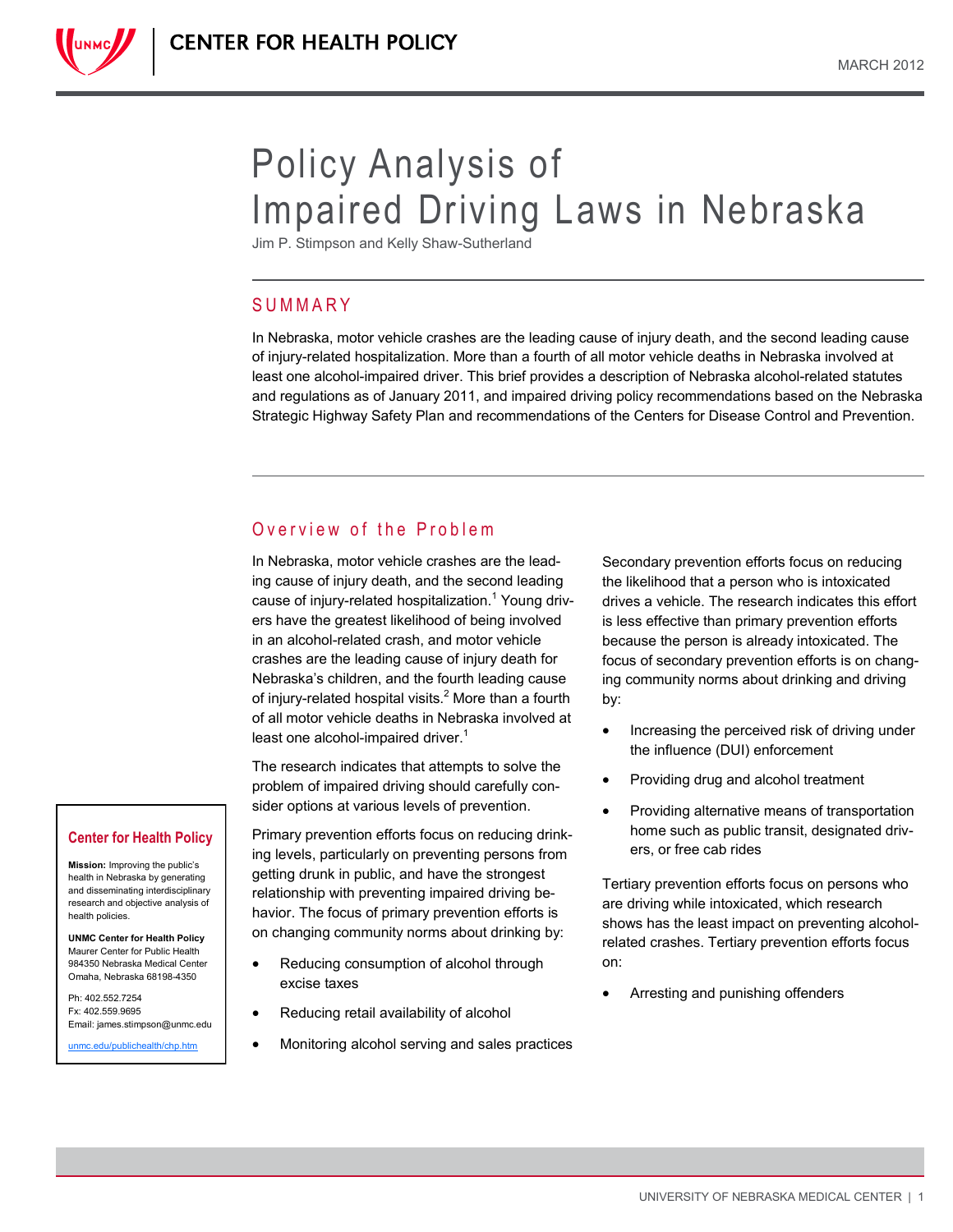# Policy Analysis of Impaired Driving Laws in Nebraska

Jim P. Stimpson and Kelly Shaw-Sutherland

## SUMMARY

In Nebraska, motor vehicle crashes are the leading cause of injury death, and the second leading cause of injury-related hospitalization. More than a fourth of all motor vehicle deaths in Nebraska involved at least one alcohol-impaired driver. This brief provides a description of Nebraska alcohol-related statutes and regulations as of January 2011, and impaired driving policy recommendations based on the Nebraska Strategic Highway Safety Plan and recommendations of the Centers for Disease Control and Prevention.

## Overview of the Problem

In Nebraska, motor vehicle crashes are the leading cause of injury death, and the second leading cause of injury-related hospitalization.[1] Young drivers have the greatest likelihood of being involved in an alcohol-related crash, and motor vehicle crashes are the leading cause of injury death for Nebraska's children, and the fourth leading cause of injury-related hospital visits.[2] More than a fourth of all motor vehicle deaths in Nebraska involved at least one alcohol-impaired driver.[1]

The research indicates that attempts to solve the problem of impaired driving should carefully consider options at various levels of prevention.

Primary prevention efforts focus on reducing drinking levels, particularly on preventing persons from getting drunk in public, and have the strongest relationship with preventing impaired driving behavior. The focus of primary prevention efforts is on changing community norms about drinking by:

- Reducing consumption of alcohol through excise taxes
- Reducing retail availability of alcohol
- Monitoring alcohol serving and sales practices

Secondary prevention efforts focus on reducing the likelihood that a person who is intoxicated drives a vehicle. The research indicates this effort is less effective than primary prevention efforts because the person is already intoxicated. The focus of secondary prevention efforts is on changing community norms about drinking and driving by:

- Increasing the perceived risk of driving under the influence (DUI) enforcement
- Providing drug and alcohol treatment
- Providing alternative means of transportation home such as public transit, designated drivers, or free cab rides

Tertiary prevention efforts focus on persons who are driving while intoxicated, which research shows has the least impact on preventing alcohol-related crashes. Tertiary prevention efforts focus on:

- Arresting and punishing offenders

**Center for Health Policy**

**Mission:** Improving the public's health in Nebraska by generating and disseminating interdisciplinary research and objective analysis of health policies.

**UNMC Center for Health Policy**
Maurer Center for Public Health
984350 Nebraska Medical Center
Omaha, Nebraska 68198-4350

Ph: 402.552.7254
Fx: 402.559.9695
Email: james.stimpson@unmc.edu

unmc.edu/publichealth/chp.htm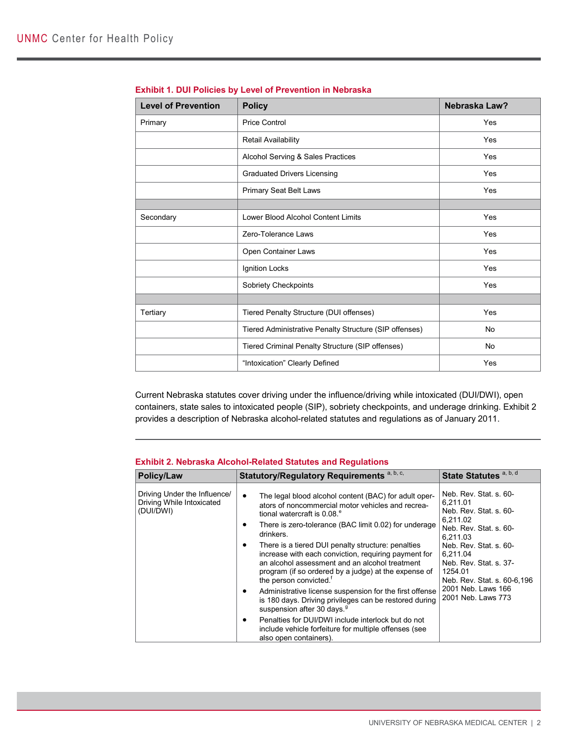**Exhibit 1. DUI Policies by Level of Prevention in Nebraska**

| Level of Prevention | Policy | Nebraska Law? |
|---|---|---|
| Primary | Price Control | Yes |
| | Retail Availability | Yes |
| | Alcohol Serving & Sales Practices | Yes |
| | Graduated Drivers Licensing | Yes |
| | Primary Seat Belt Laws | Yes |
| | | |
| Secondary | Lower Blood Alcohol Content Limits | Yes |
| | Zero-Tolerance Laws | Yes |
| | Open Container Laws | Yes |
| | Ignition Locks | Yes |
| | Sobriety Checkpoints | Yes |
| | | |
| Tertiary | Tiered Penalty Structure (DUI offenses) | Yes |
| | Tiered Administrative Penalty Structure (SIP offenses) | No |
| | Tiered Criminal Penalty Structure (SIP offenses) | No |
| | "Intoxication" Clearly Defined | Yes |

Current Nebraska statutes cover driving under the influence/driving while intoxicated (DUI/DWI), open containers, state sales to intoxicated people (SIP), sobriety checkpoints, and underage drinking. Exhibit 2 provides a description of Nebraska alcohol-related statutes and regulations as of January 2011.

**Exhibit 2. Nebraska Alcohol-Related Statutes and Regulations**

| Policy/Law | Statutory/Regulatory Requirements [a, b, c,] | State Statutes [a, b, d] |
|---|---|---|
| Driving Under the Influence/ Driving While Intoxicated (DUI/DWI) | • The legal blood alcohol content (BAC) for adult operators of noncommercial motor vehicles and recreational watercraft is 0.08.[e]<br>• There is zero-tolerance (BAC limit 0.02) for underage drinkers.<br>• There is a tiered DUI penalty structure: penalties increase with each conviction, requiring payment for an alcohol assessment and an alcohol treatment program (if so ordered by a judge) at the expense of the person convicted.[f]<br>• Administrative license suspension for the first offense is 180 days. Driving privileges can be restored during suspension after 30 days.[g]<br>• Penalties for DUI/DWI include interlock but do not include vehicle forfeiture for multiple offenses (see also open containers). | Neb. Rev. Stat. s. 60-6,211.01<br>Neb. Rev. Stat. s. 60-6,211.02<br>Neb. Rev. Stat. s. 60-6,211.03<br>Neb. Rev. Stat. s. 60-6,211.04<br>Neb. Rev. Stat. s. 37-1254.01<br>Neb. Rev. Stat. s. 60-6,196<br>2001 Neb. Laws 166<br>2001 Neb. Laws 773 |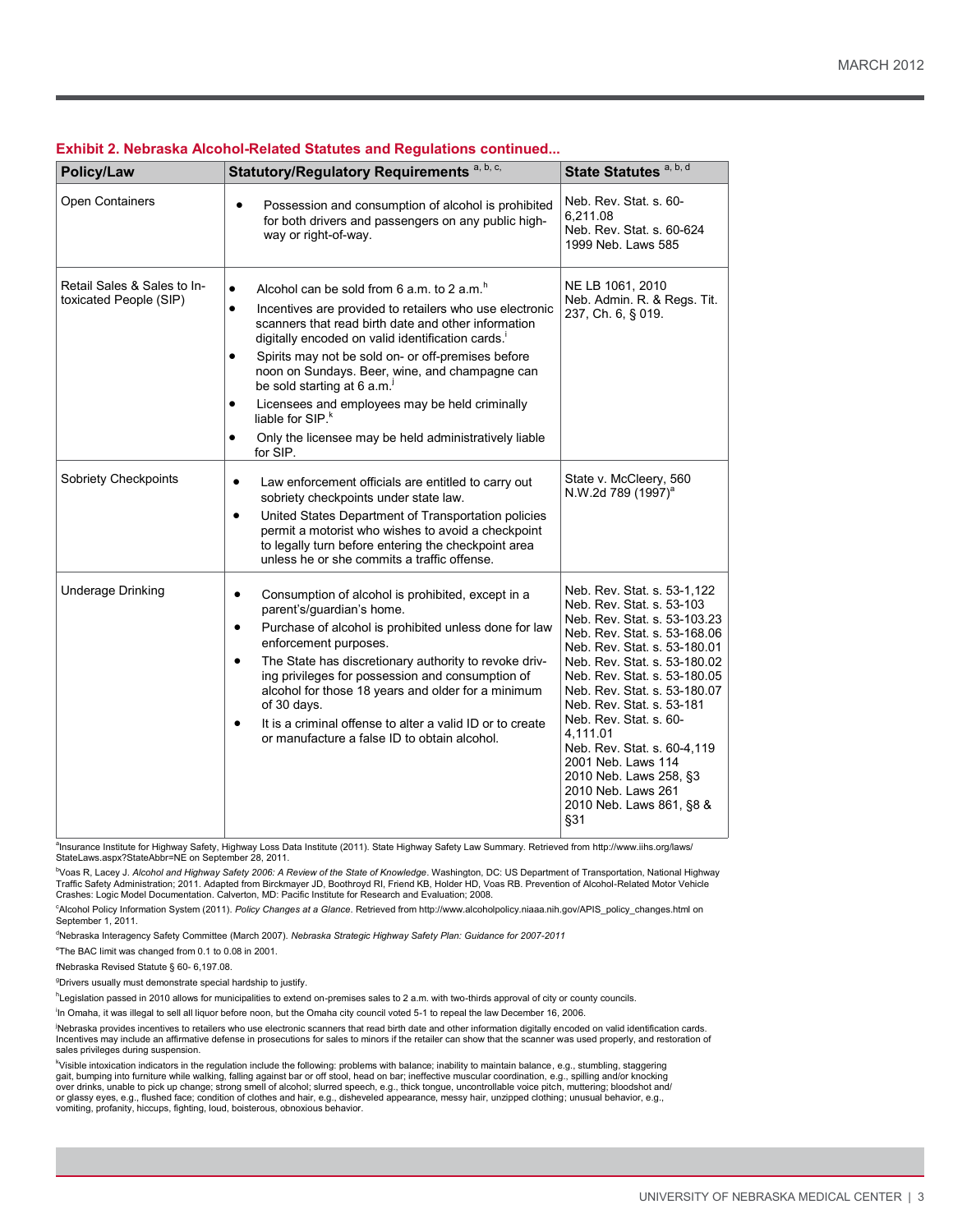### Exhibit 2. Nebraska Alcohol-Related Statutes and Regulations continued...

| Policy/Law | Statutory/Regulatory Requirements [a, b, c,] | State Statutes [a, b, d] |
|---|---|---|
| Open Containers | • Possession and consumption of alcohol is prohibited for both drivers and passengers on any public highway or right-of-way. | Neb. Rev. Stat. s. 60-6,211.08<br>Neb. Rev. Stat. s. 60-624<br>1999 Neb. Laws 585 |
| Retail Sales & Sales to Intoxicated People (SIP) | • Alcohol can be sold from 6 a.m. to 2 a.m.[h]<br>• Incentives are provided to retailers who use electronic scanners that read birth date and other information digitally encoded on valid identification cards.[i]<br>• Spirits may not be sold on- or off-premises before noon on Sundays. Beer, wine, and champagne can be sold starting at 6 a.m.[j]<br>• Licensees and employees may be held criminally liable for SIP.[k]<br>• Only the licensee may be held administratively liable for SIP. | NE LB 1061, 2010<br>Neb. Admin. R. & Regs. Tit. 237, Ch. 6, § 019. |
| Sobriety Checkpoints | • Law enforcement officials are entitled to carry out sobriety checkpoints under state law.<br>• United States Department of Transportation policies permit a motorist who wishes to avoid a checkpoint to legally turn before entering the checkpoint area unless he or she commits a traffic offense. | State v. McCleery, 560 N.W.2d 789 (1997)[a] |
| Underage Drinking | • Consumption of alcohol is prohibited, except in a parent's/guardian's home.<br>• Purchase of alcohol is prohibited unless done for law enforcement purposes.<br>• The State has discretionary authority to revoke driving privileges for possession and consumption of alcohol for those 18 years and older for a minimum of 30 days.<br>• It is a criminal offense to alter a valid ID or to create or manufacture a false ID to obtain alcohol. | Neb. Rev. Stat. s. 53-1,122<br>Neb. Rev. Stat. s. 53-103<br>Neb. Rev. Stat. s. 53-103.23<br>Neb. Rev. Stat. s. 53-168.06<br>Neb. Rev. Stat. s. 53-180.01<br>Neb. Rev. Stat. s. 53-180.02<br>Neb. Rev. Stat. s. 53-180.05<br>Neb. Rev. Stat. s. 53-180.07<br>Neb. Rev. Stat. s. 53-181<br>Neb. Rev. Stat. s. 60-4,111.01<br>Neb. Rev. Stat. s. 60-4,119<br>2001 Neb. Laws 114<br>2010 Neb. Laws 258, §3<br>2010 Neb. Laws 261<br>2010 Neb. Laws 861, §8 & §31 |

[a]Insurance Institute for Highway Safety, Highway Loss Data Institute (2011). State Highway Safety Law Summary. Retrieved from http://www.iihs.org/laws/StateLaws.aspx?StateAbbr=NE on September 28, 2011.

[b]Voas R, Lacey J. *Alcohol and Highway Safety 2006: A Review of the State of Knowledge*. Washington, DC: US Department of Transportation, National Highway Traffic Safety Administration; 2011. Adapted from Birckmayer JD, Boothroyd RI, Friend KB, Holder HD, Voas RB. Prevention of Alcohol-Related Motor Vehicle Crashes: Logic Model Documentation. Calverton, MD: Pacific Institute for Research and Evaluation; 2008.

[c]Alcohol Policy Information System (2011). *Policy Changes at a Glance*. Retrieved from http://www.alcoholpolicy.niaaa.nih.gov/APIS_policy_changes.html on September 1, 2011.

[d]Nebraska Interagency Safety Committee (March 2007). *Nebraska Strategic Highway Safety Plan: Guidance for 2007-2011*

[e]The BAC limit was changed from 0.1 to 0.08 in 2001.

fNebraska Revised Statute § 60- 6,197.08.

[g]Drivers usually must demonstrate special hardship to justify.

[h]Legislation passed in 2010 allows for municipalities to extend on-premises sales to 2 a.m. with two-thirds approval of city or county councils.

[i]In Omaha, it was illegal to sell all liquor before noon, but the Omaha city council voted 5-1 to repeal the law December 16, 2006.

[j]Nebraska provides incentives to retailers who use electronic scanners that read birth date and other information digitally encoded on valid identification cards. Incentives may include an affirmative defense in prosecutions for sales to minors if the retailer can show that the scanner was used properly, and restoration of sales privileges during suspension.

[k]Visible intoxication indicators in the regulation include the following: problems with balance; inability to maintain balance, e.g., stumbling, staggering gait, bumping into furniture while walking, falling against bar or off stool, head on bar; ineffective muscular coordination, e.g., spilling and/or knocking over drinks, unable to pick up change; strong smell of alcohol; slurred speech, e.g., thick tongue, uncontrollable voice pitch, muttering; bloodshot and/or glassy eyes, e.g., flushed face; condition of clothes and hair, e.g., disheveled appearance, messy hair, unzipped clothing; unusual behavior, e.g., vomiting, profanity, hiccups, fighting, loud, boisterous, obnoxious behavior.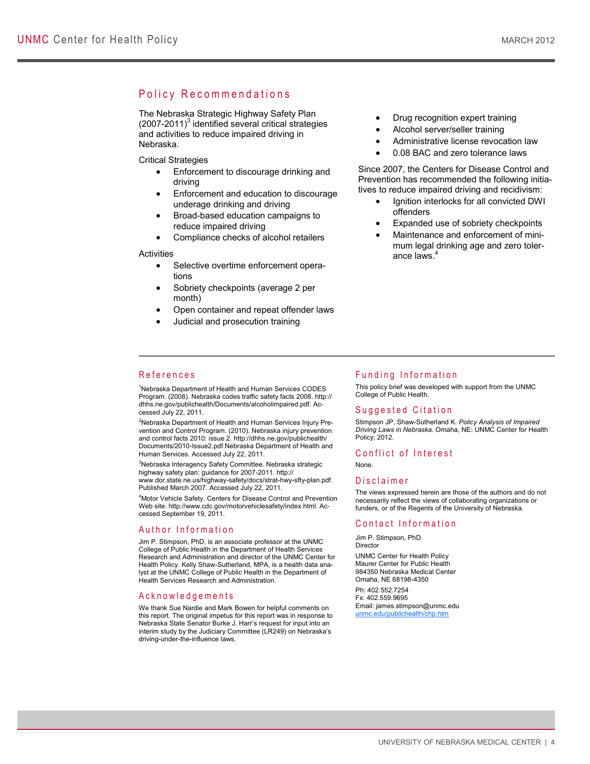## Policy Recommendations

The Nebraska Strategic Highway Safety Plan (2007-2011)[3] identified several critical strategies and activities to reduce impaired driving in Nebraska.

Critical Strategies

- Enforcement to discourage drinking and driving
- Enforcement and education to discourage underage drinking and driving
- Broad-based education campaigns to reduce impaired driving
- Compliance checks of alcohol retailers

Activities

- Selective overtime enforcement operations
- Sobriety checkpoints (average 2 per month)
- Open container and repeat offender laws
- Judicial and prosecution training
- Drug recognition expert training
- Alcohol server/seller training
- Administrative license revocation law
- 0.08 BAC and zero tolerance laws

Since 2007, the Centers for Disease Control and Prevention has recommended the following initiatives to reduce impaired driving and recidivism:

- Ignition interlocks for all convicted DWI offenders
- Expanded use of sobriety checkpoints
- Maintenance and enforcement of minimum legal drinking age and zero tolerance laws.[4]

## References

[1]Nebraska Department of Health and Human Services CODES Program. (2008). Nebraska codes traffic safety facts 2008. http://dhhs.ne.gov/publichealth/Documents/alcoholimpaired.pdf. Accessed July 22, 2011.

[2]Nebraska Department of Health and Human Services Injury Prevention and Control Program. (2010). Nebraska injury prevention and control facts 2010: issue 2. http://dhhs.ne.gov/publichealth/Documents/2010-Issue2.pdf.Nebraska Department of Health and Human Services. Accessed July 22, 2011.

[3]Nebraska Interagency Safety Committee. Nebraska strategic highway safety plan: guidance for 2007-2011. http://www.dor.state.ne.us/highway-safety/docs/strat-hwy-sfty-plan.pdf. Published March 2007. Accessed July 22, 2011.

[4]Motor Vehicle Safety. Centers for Disease Control and Prevention Web site. http://www.cdc.gov/motorvehiclesafety/index.html. Accessed September 19, 2011.

## Author Information

Jim P. Stimpson, PhD, is an associate professor at the UNMC College of Public Health in the Department of Health Services Research and Administration and director of the UNMC Center for Health Policy. Kelly Shaw-Sutherland, MPA, is a health data analyst at the UNMC College of Public Health in the Department of Health Services Research and Administration.

## Acknowledgements

We thank Sue Nardie and Mark Bowen for helpful comments on this report. The original impetus for this report was in response to Nebraska State Senator Burke J. Harr's request for input into an interim study by the Judiciary Committee (LR249) on Nebraska's driving-under-the-influence laws.

## Funding Information

This policy brief was developed with support from the UNMC College of Public Health.

## Suggested Citation

Stimpson JP, Shaw-Sutherland K. *Policy Analysis of Impaired Driving Laws in Nebraska.* Omaha, NE: UNMC Center for Health Policy; 2012.

## Conflict of Interest

None.

## Disclaimer

The views expressed herein are those of the authors and do not necessarily reflect the views of collaborating organizations or funders, or of the Regents of the University of Nebraska.

## Contact Information

Jim P. Stimpson, PhD  
Director

UNMC Center for Health Policy  
Maurer Center for Public Health  
984350 Nebraska Medical Center  
Omaha, NE 68198-4350

Ph: 402.552.7254  
Fx: 402.559.9695  
Email: james.stimpson@unmc.edu  
unmc.edu/publichealth/chp.htm